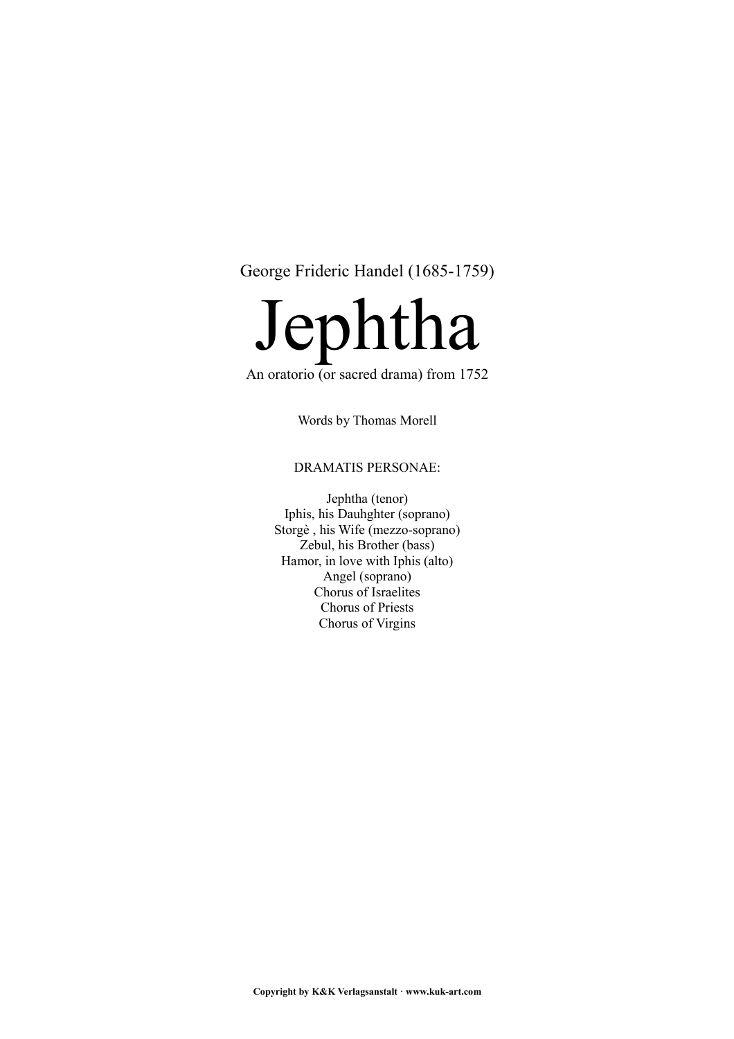George Frideric Handel (1685-1759)

# Jephtha

An oratorio (or sacred drama) from 1752

Words by Thomas Morell

DRAMATIS PERSONAE:

Jephtha (tenor)
Iphis, his Dauhghter (soprano)
Storgè , his Wife (mezzo-soprano)
Zebul, his Brother (bass)
Hamor, in love with Iphis (alto)
Angel (soprano)
Chorus of Israelites
Chorus of Priests
Chorus of Virgins

**Copyright by K&K Verlagsanstalt · www.kuk-art.com**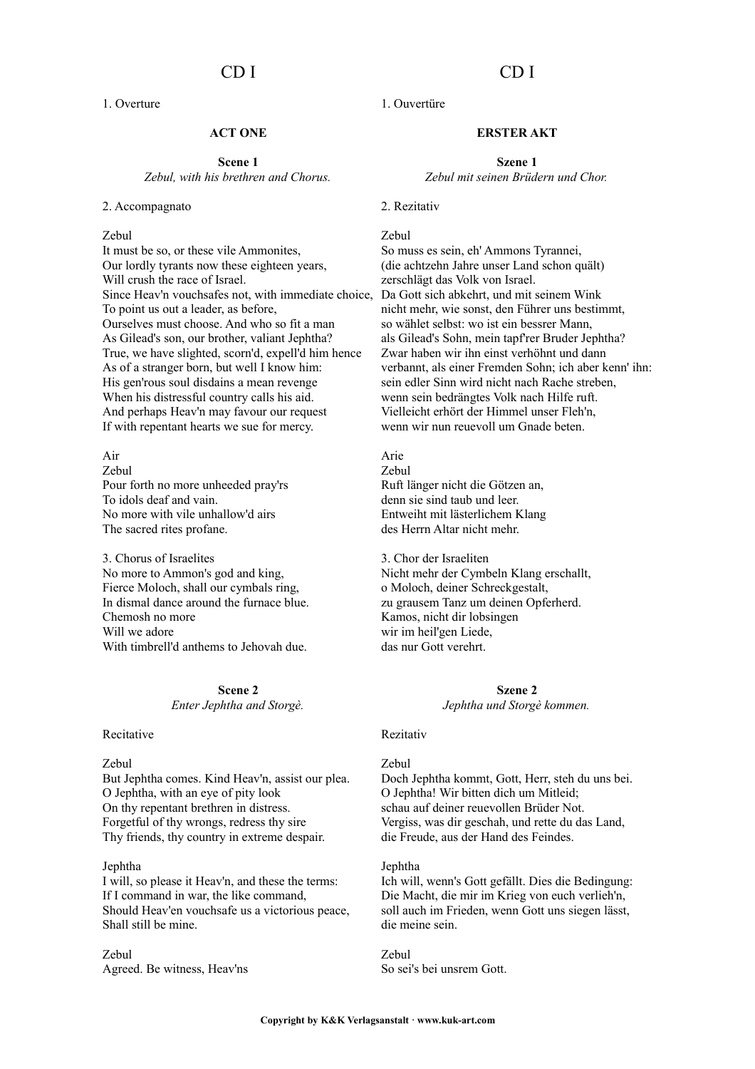CD I

1. Overture

**ACT ONE**

**Scene 1**
*Zebul, with his brethren and Chorus.*

2. Accompagnato

Zebul
It must be so, or these vile Ammonites,
Our lordly tyrants now these eighteen years,
Will crush the race of Israel.
Since Heav'n vouchsafes not, with immediate choice,
To point us out a leader, as before,
Ourselves must choose. And who so fit a man
As Gilead's son, our brother, valiant Jephtha?
True, we have slighted, scorn'd, expell'd him hence
As of a stranger born, but well I know him:
His gen'rous soul disdains a mean revenge
When his distressful country calls his aid.
And perhaps Heav'n may favour our request
If with repentant hearts we sue for mercy.

Air
Zebul
Pour forth no more unheeded pray'rs
To idols deaf and vain.
No more with vile unhallow'd airs
The sacred rites profane.

3. Chorus of Israelites
No more to Ammon's god and king,
Fierce Moloch, shall our cymbals ring,
In dismal dance around the furnace blue.
Chemosh no more
Will we adore
With timbrell'd anthems to Jehovah due.

**Scene 2**
*Enter Jephtha and Storgè.*

Recitative

Zebul
But Jephtha comes. Kind Heav'n, assist our plea.
O Jephtha, with an eye of pity look
On thy repentant brethren in distress.
Forgetful of thy wrongs, redress thy sire
Thy friends, thy country in extreme despair.

Jephtha
I will, so please it Heav'n, and these the terms:
If I command in war, the like command,
Should Heav'en vouchsafe us a victorious peace,
Shall still be mine.

Zebul
Agreed. Be witness, Heav'ns

CD I

1. Ouvertüre

**ERSTER AKT**

**Szene 1**
*Zebul mit seinen Brüdern und Chor.*

2. Rezitativ

Zebul
So muss es sein, eh' Ammons Tyrannei,
(die achtzehn Jahre unser Land schon quält)
zerschlägt das Volk von Israel.
Da Gott sich abkehrt, und mit seinem Wink
nicht mehr, wie sonst, den Führer uns bestimmt,
so wählet selbst: wo ist ein bessrer Mann,
als Gilead's Sohn, mein tapf'rer Bruder Jephtha?
Zwar haben wir ihn einst verhöhnt und dann
verbannt, als einer Fremden Sohn; ich aber kenn' ihn:
sein edler Sinn wird nicht nach Rache streben,
wenn sein bedrängtes Volk nach Hilfe ruft.
Vielleicht erhört der Himmel unser Fleh'n,
wenn wir nun reuevoll um Gnade beten.

Arie
Zebul
Ruft länger nicht die Götzen an,
denn sie sind taub und leer.
Entweiht mit lästerlichem Klang
des Herrn Altar nicht mehr.

3. Chor der Israeliten
Nicht mehr der Cymbeln Klang erschallt,
o Moloch, deiner Schreckgestalt,
zu grausem Tanz um deinen Opferherd.
Kamos, nicht dir lobsingen
wir im heil'gen Liede,
das nur Gott verehrt.

**Szene 2**
*Jephtha und Storgè kommen.*

Rezitativ

Zebul
Doch Jephtha kommt, Gott, Herr, steh du uns bei.
O Jephtha! Wir bitten dich um Mitleid;
schau auf deiner reuevollen Brüder Not.
Vergiss, was dir geschah, und rette du das Land,
die Freude, aus der Hand des Feindes.

Jephtha
Ich will, wenn's Gott gefällt. Dies die Bedingung:
Die Macht, die mir im Krieg von euch verlieh'n,
soll auch im Frieden, wenn Gott uns siegen lässt,
die meine sein.

Zebul
So sei's bei unsrem Gott.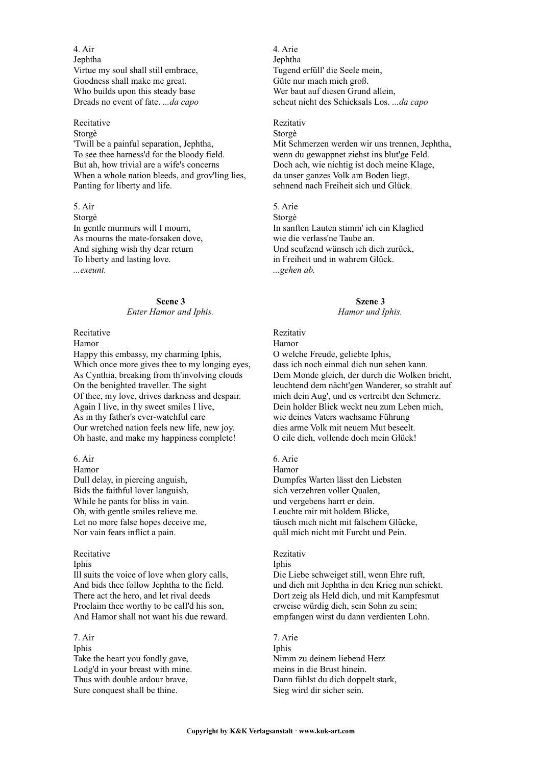4. Air
Jephtha
Virtue my soul shall still embrace,
Goodness shall make me great.
Who builds upon this steady base
Dreads no event of fate. *...da capo*

Recitative
Storgè
'Twill be a painful separation, Jephtha,
To see thee harness'd for the bloody field.
But ah, how trivial are a wife's concerns
When a whole nation bleeds, and grov'ling lies,
Panting for liberty and life.

5. Air
Storgè
In gentle murmurs will I mourn,
As mourns the mate-forsaken dove,
And sighing wish thy dear return
To liberty and lasting love.
*...exeunt.*

4. Arie
Jephtha
Tugend erfüll' die Seele mein,
Güte nur mach mich groß.
Wer baut auf diesen Grund allein,
scheut nicht des Schicksals Los. *...da capo*

Rezitativ
Storgè
Mit Schmerzen werden wir uns trennen, Jephtha,
wenn du gewappnet ziehst ins blut'ge Feld.
Doch ach, wie nichtig ist doch meine Klage,
da unser ganzes Volk am Boden liegt,
sehnend nach Freiheit sich und Glück.

5. Arie
Storgè
In sanften Lauten stimm' ich ein Klaglied
wie die verlass'ne Taube an.
Und seufzend wünsch ich dich zurück,
in Freiheit und in wahrem Glück.
*...gehen ab.*

## Scene 3

*Enter Hamor and Iphis.*

Recitative
Hamor
Happy this embassy, my charming Iphis,
Which once more gives thee to my longing eyes,
As Cynthia, breaking from th'involving clouds
On the benighted traveller. The sight
Of thee, my love, drives darkness and despair.
Again I live, in thy sweet smiles I live,
As in thy father's ever-watchful care
Our wretched nation feels new life, new joy.
Oh haste, and make my happiness complete!

6. Air
Hamor
Dull delay, in piercing anguish,
Bids the faithful lover languish,
While he pants for bliss in vain.
Oh, with gentle smiles relieve me.
Let no more false hopes deceive me,
Nor vain fears inflict a pain.

Recitative
Iphis
Ill suits the voice of love when glory calls,
And bids thee follow Jephtha to the field.
There act the hero, and let rival deeds
Proclaim thee worthy to be call'd his son,
And Hamor shall not want his due reward.

7. Air
Iphis
Take the heart you fondly gave,
Lodg'd in your breast with mine.
Thus with double ardour brave,
Sure conquest shall be thine.

## Szene 3

*Hamor und Iphis.*

Rezitativ
Hamor
O welche Freude, geliebte Iphis,
dass ich noch einmal dich nun sehen kann.
Dem Monde gleich, der durch die Wolken bricht,
leuchtend dem nächt'gen Wanderer, so strahlt auf
mich dein Aug', und es vertreibt den Schmerz.
Dein holder Blick weckt neu zum Leben mich,
wie deines Vaters wachsame Führung
dies arme Volk mit neuem Mut beseelt.
O eile dich, vollende doch mein Glück!

6. Arie
Hamor
Dumpfes Warten lässt den Liebsten
sich verzehren voller Qualen,
und vergebens harrt er dein.
Leuchte mir mit holdem Blicke,
täusch mich nicht mit falschem Glücke,
quäl mich nicht mit Furcht und Pein.

Rezitativ
Iphis
Die Liebe schweiget still, wenn Ehre ruft,
und dich mit Jephtha in den Krieg nun schickt.
Dort zeig als Held dich, und mit Kampfesmut
erweise würdig dich, sein Sohn zu sein;
empfangen wirst du dann verdienten Lohn.

7. Arie
Iphis
Nimm zu deinem liebend Herz
meins in die Brust hinein.
Dann fühlst du dich doppelt stark,
Sieg wird dir sicher sein.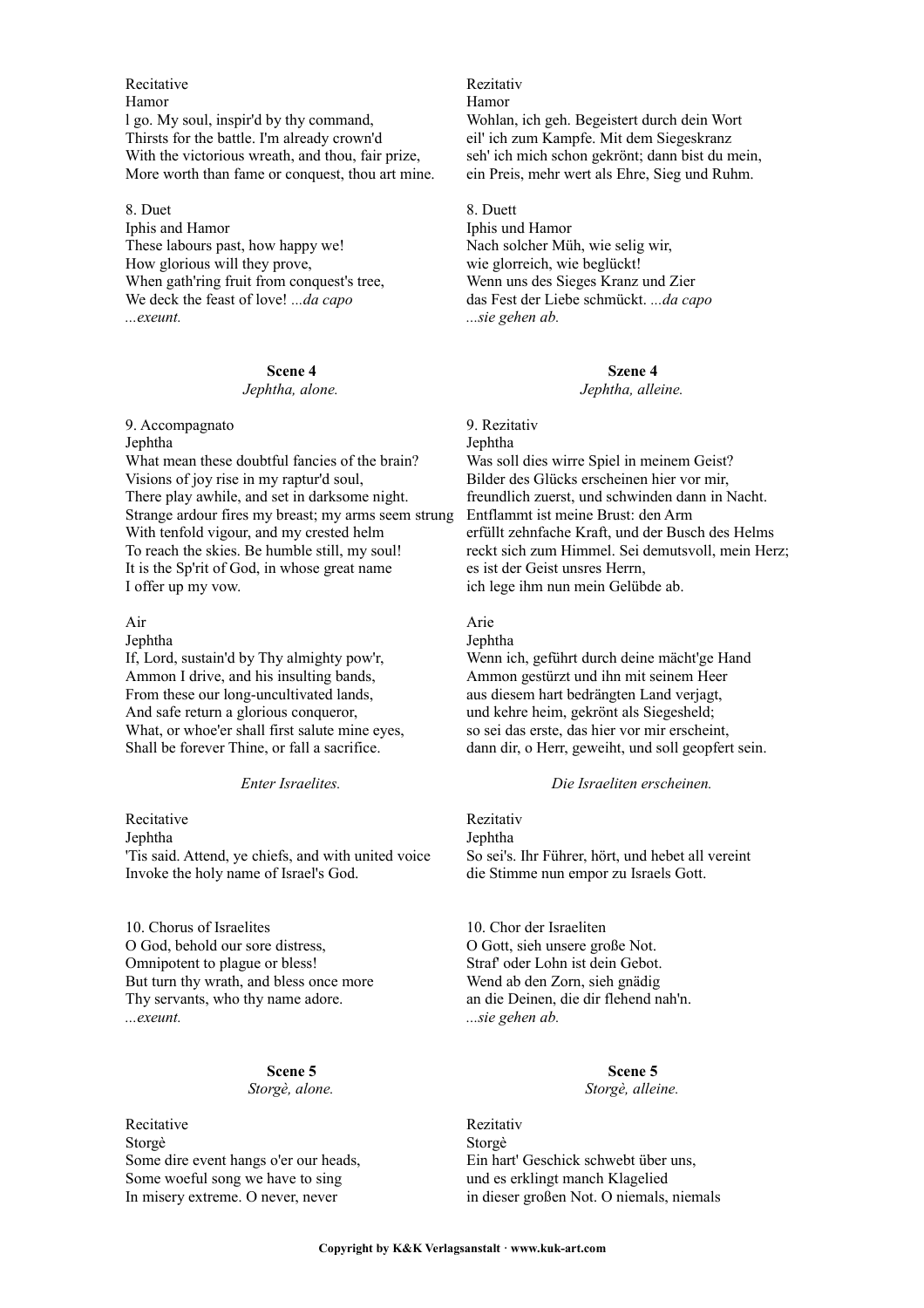Recitative
Hamor
l go. My soul, inspir'd by thy command,
Thirsts for the battle. I'm already crown'd
With the victorious wreath, and thou, fair prize,
More worth than fame or conquest, thou art mine.

Rezitativ
Hamor
Wohlan, ich geh. Begeistert durch dein Wort
eil' ich zum Kampfe. Mit dem Siegeskranz
seh' ich mich schon gekrönt; dann bist du mein,
ein Preis, mehr wert als Ehre, Sieg und Ruhm.

8. Duet
Iphis and Hamor
These labours past, how happy we!
How glorious will they prove,
When gath'ring fruit from conquest's tree,
We deck the feast of love! *...da capo*
*...exeunt.*

8. Duett
Iphis und Hamor
Nach solcher Müh, wie selig wir,
wie glorreich, wie beglückt!
Wenn uns des Sieges Kranz und Zier
das Fest der Liebe schmückt. *...da capo*
*...sie gehen ab.*

**Scene 4**
*Jephtha, alone.*

**Szene 4**
*Jephtha, alleine.*

9. Accompagnato
Jephtha
What mean these doubtful fancies of the brain?
Visions of joy rise in my raptur'd soul,
There play awhile, and set in darksome night.
Strange ardour fires my breast; my arms seem strung
With tenfold vigour, and my crested helm
To reach the skies. Be humble still, my soul!
It is the Sp'rit of God, in whose great name
I offer up my vow.

9. Rezitativ
Jephtha
Was soll dies wirre Spiel in meinem Geist?
Bilder des Glücks erscheinen hier vor mir,
freundlich zuerst, und schwinden dann in Nacht.
Entflammt ist meine Brust: den Arm
erfüllt zehnfache Kraft, und der Busch des Helms
reckt sich zum Himmel. Sei demutsvoll, mein Herz;
es ist der Geist unsres Herrn,
ich lege ihm nun mein Gelübde ab.

Air
Jephtha
If, Lord, sustain'd by Thy almighty pow'r,
Ammon I drive, and his insulting bands,
From these our long-uncultivated lands,
And safe return a glorious conqueror,
What, or whoe'er shall first salute mine eyes,
Shall be forever Thine, or fall a sacrifice.

Arie
Jephtha
Wenn ich, geführt durch deine mächt'ge Hand
Ammon gestürzt und ihn mit seinem Heer
aus diesem hart bedrängten Land verjagt,
und kehre heim, gekrönt als Siegesheld;
so sei das erste, das hier vor mir erscheint,
dann dir, o Herr, geweiht, und soll geopfert sein.

*Enter Israelites.*

*Die Israeliten erscheinen.*

Recitative
Jephtha
'Tis said. Attend, ye chiefs, and with united voice
Invoke the holy name of Israel's God.

Rezitativ
Jephtha
So sei's. Ihr Führer, hört, und hebet all vereint
die Stimme nun empor zu Israels Gott.

10. Chorus of Israelites
O God, behold our sore distress,
Omnipotent to plague or bless!
But turn thy wrath, and bless once more
Thy servants, who thy name adore.
*...exeunt.*

10. Chor der Israeliten
O Gott, sieh unsere große Not.
Straf' oder Lohn ist dein Gebot.
Wend ab den Zorn, sieh gnädig
an die Deinen, die dir flehend nah'n.
*...sie gehen ab.*

**Scene 5**
*Storgè, alone.*

**Scene 5**
*Storgè, alleine.*

Recitative
Storgè
Some dire event hangs o'er our heads,
Some woeful song we have to sing
In misery extreme. O never, never

Rezitativ
Storgè
Ein hart' Geschick schwebt über uns,
und es erklingt manch Klagelied
in dieser großen Not. O niemals, niemals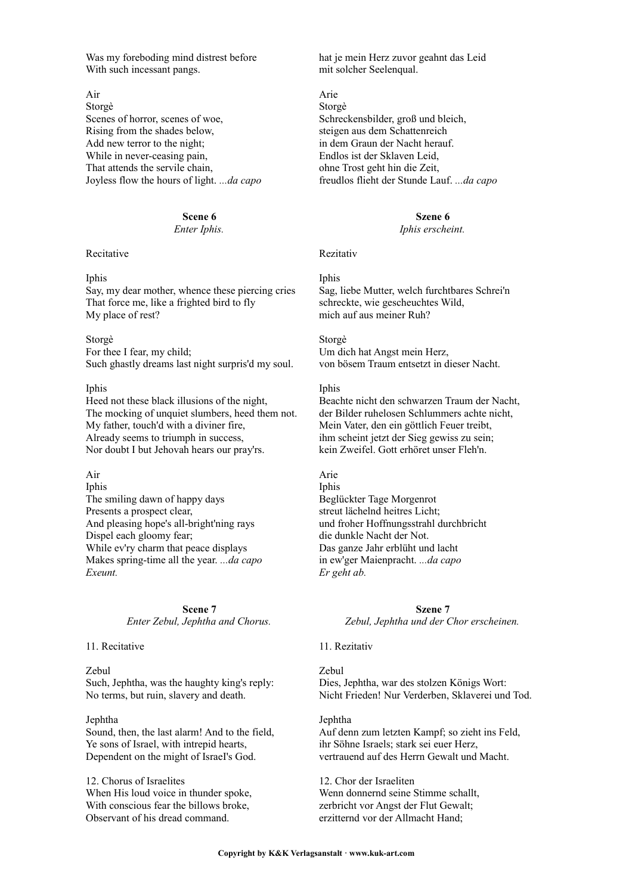Was my foreboding mind distrest before
With such incessant pangs.

Air
Storgè
Scenes of horror, scenes of woe,
Rising from the shades below,
Add new terror to the night;
While in never-ceasing pain,
That attends the servile chain,
Joyless flow the hours of light. *...da capo*

**Scene 6**
*Enter Iphis.*

Recitative

Iphis
Say, my dear mother, whence these piercing cries
That force me, like a frighted bird to fly
My place of rest?

Storgè
For thee I fear, my child;
Such ghastly dreams last night surpris'd my soul.

Iphis
Heed not these black illusions of the night,
The mocking of unquiet slumbers, heed them not.
My father, touch'd with a diviner fire,
Already seems to triumph in success,
Nor doubt I but Jehovah hears our pray'rs.

Air
Iphis
The smiling dawn of happy days
Presents a prospect clear,
And pleasing hope's all-bright'ning rays
Dispel each gloomy fear;
While ev'ry charm that peace displays
Makes spring-time all the year. *...da capo*
*Exeunt.*

**Scene 7**
*Enter Zebul, Jephtha and Chorus.*

11. Recitative

Zebul
Such, Jephtha, was the haughty king's reply:
No terms, but ruin, slavery and death.

Jephtha
Sound, then, the last alarm! And to the field,
Ye sons of Israel, with intrepid hearts,
Dependent on the might of Israel's God.

12. Chorus of Israelites
When His loud voice in thunder spoke,
With conscious fear the billows broke,
Observant of his dread command.

---

hat je mein Herz zuvor geahnt das Leid
mit solcher Seelenqual.

Arie
Storgè
Schreckensbilder, groß und bleich,
steigen aus dem Schattenreich
in dem Graun der Nacht herauf.
Endlos ist der Sklaven Leid,
ohne Trost geht hin die Zeit,
freudlos flieht der Stunde Lauf. *...da capo*

**Szene 6**
*Iphis erscheint.*

Rezitativ

Iphis
Sag, liebe Mutter, welch furchtbares Schrei'n
schreckte, wie gescheuchtes Wild,
mich auf aus meiner Ruh?

Storgè
Um dich hat Angst mein Herz,
von bösem Traum entsetzt in dieser Nacht.

Iphis
Beachte nicht den schwarzen Traum der Nacht,
der Bilder ruhelosen Schlummers achte nicht,
Mein Vater, den ein göttlich Feuer treibt,
ihm scheint jetzt der Sieg gewiss zu sein;
kein Zweifel. Gott erhöret unser Fleh'n.

Arie
Iphis
Beglückter Tage Morgenrot
streut lächelnd heitres Licht;
und froher Hoffnungsstrahl durchbricht
die dunkle Nacht der Not.
Das ganze Jahr erblüht und lacht
in ew'ger Maienpracht. *...da capo*
*Er geht ab.*

**Szene 7**
*Zebul, Jephtha und der Chor erscheinen.*

11. Rezitativ

Zebul
Dies, Jephtha, war des stolzen Königs Wort:
Nicht Frieden! Nur Verderben, Sklaverei und Tod.

Jephtha
Auf denn zum letzten Kampf; so zieht ins Feld,
ihr Söhne Israels; stark sei euer Herz,
vertrauend auf des Herrn Gewalt und Macht.

12. Chor der Israeliten
Wenn donnernd seine Stimme schallt,
zerbricht vor Angst der Flut Gewalt;
erzitternd vor der Allmacht Hand;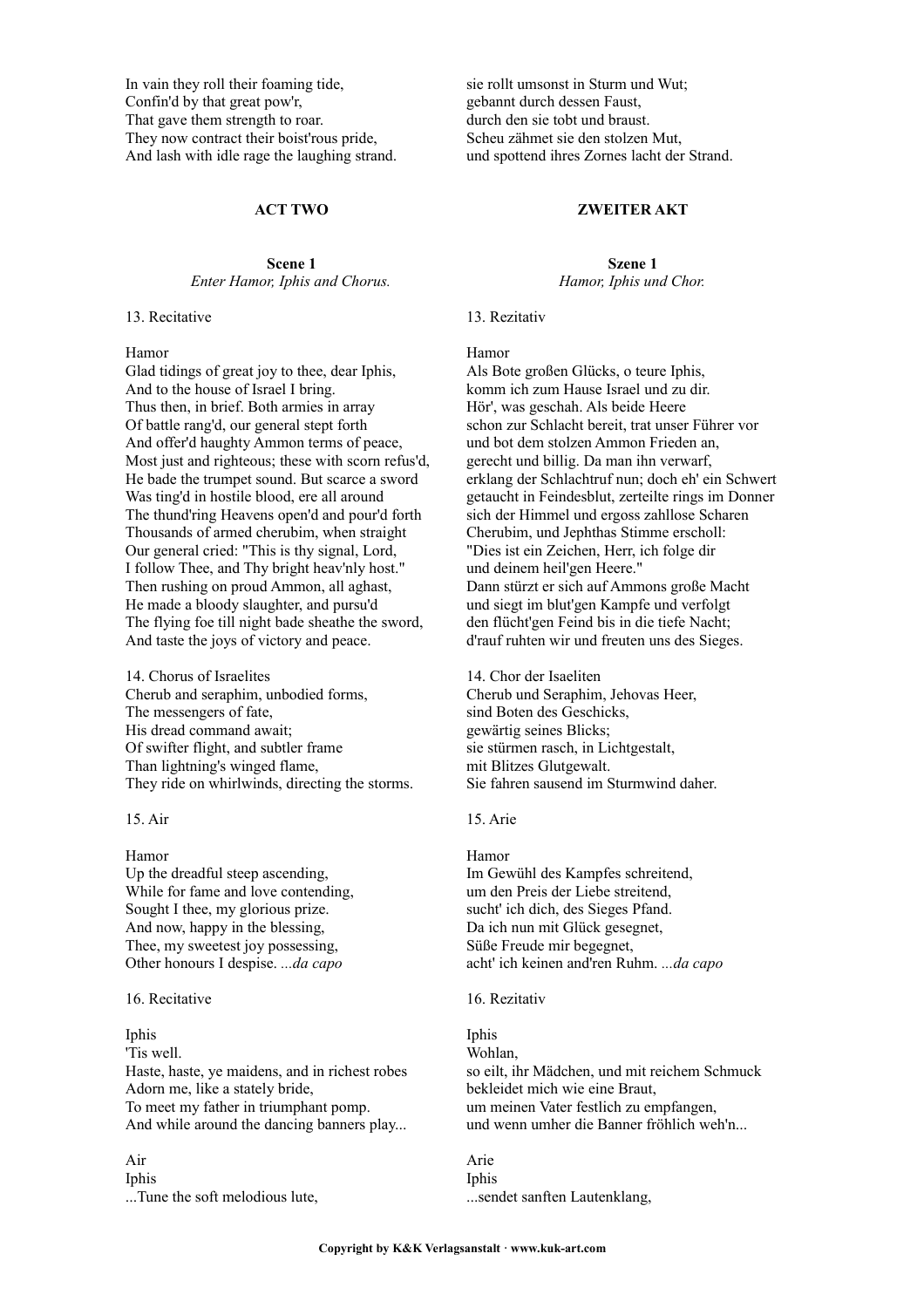In vain they roll their foaming tide,
Confin'd by that great pow'r,
That gave them strength to roar.
They now contract their boist'rous pride,
And lash with idle rage the laughing strand.

sie rollt umsonst in Sturm und Wut;
gebannt durch dessen Faust,
durch den sie tobt und braust.
Scheu zähmet sie den stolzen Mut,
und spottend ihres Zornes lacht der Strand.

## ACT TWO

## ZWEITER AKT

### Scene 1

*Enter Hamor, Iphis and Chorus.*

### Szene 1

*Hamor, Iphis und Chor.*

13. Recitative

Hamor
Glad tidings of great joy to thee, dear Iphis,
And to the house of Israel I bring.
Thus then, in brief. Both armies in array
Of battle rang'd, our general stept forth
And offer'd haughty Ammon terms of peace,
Most just and righteous; these with scorn refus'd,
He bade the trumpet sound. But scarce a sword
Was ting'd in hostile blood, ere all around
The thund'ring Heavens open'd and pour'd forth
Thousands of armed cherubim, when straight
Our general cried: "This is thy signal, Lord,
I follow Thee, and Thy bright heav'nly host."
Then rushing on proud Ammon, all aghast,
He made a bloody slaughter, and pursu'd
The flying foe till night bade sheathe the sword,
And taste the joys of victory and peace.

13. Rezitativ

Hamor
Als Bote großen Glücks, o teure Iphis,
komm ich zum Hause Israel und zu dir.
Hör', was geschah. Als beide Heere
schon zur Schlacht bereit, trat unser Führer vor
und bot dem stolzen Ammon Frieden an,
gerecht und billig. Da man ihn verwarf,
erklang der Schlachtruf nun; doch eh' ein Schwert
getaucht in Feindesblut, zerteilte rings im Donner
sich der Himmel und ergoss zahllose Scharen
Cherubim, und Jephthas Stimme erscholl:
"Dies ist ein Zeichen, Herr, ich folge dir
und deinem heil'gen Heere."
Dann stürzt er sich auf Ammons große Macht
und siegt im blut'gen Kampfe und verfolgt
den flücht'gen Feind bis in die tiefe Nacht;
d'rauf ruhten wir und freuten uns des Sieges.

14. Chorus of Israelites
Cherub and seraphim, unbodied forms,
The messengers of fate,
His dread command await;
Of swifter flight, and subtler frame
Than lightning's winged flame,
They ride on whirlwinds, directing the storms.

14. Chor der Isaeliten
Cherub und Seraphim, Jehovas Heer,
sind Boten des Geschicks,
gewärtig seines Blicks;
sie stürmen rasch, in Lichtgestalt,
mit Blitzes Glutgewalt.
Sie fahren sausend im Sturmwind daher.

15. Air

Hamor
Up the dreadful steep ascending,
While for fame and love contending,
Sought I thee, my glorious prize.
And now, happy in the blessing,
Thee, my sweetest joy possessing,
Other honours I despise. *...da capo*

15. Arie

Hamor
Im Gewühl des Kampfes schreitend,
um den Preis der Liebe streitend,
sucht' ich dich, des Sieges Pfand.
Da ich nun mit Glück gesegnet,
Süße Freude mir begegnet,
acht' ich keinen and'ren Ruhm. *...da capo*

16. Recitative

Iphis
'Tis well.
Haste, haste, ye maidens, and in richest robes
Adorn me, like a stately bride,
To meet my father in triumphant pomp.
And while around the dancing banners play...

16. Rezitativ

Iphis
Wohlan,
so eilt, ihr Mädchen, und mit reichem Schmuck
bekleidet mich wie eine Braut,
um meinen Vater festlich zu empfangen,
und wenn umher die Banner fröhlich weh'n...

Air
Iphis
...Tune the soft melodious lute,

Arie
Iphis
...sendet sanften Lautenklang,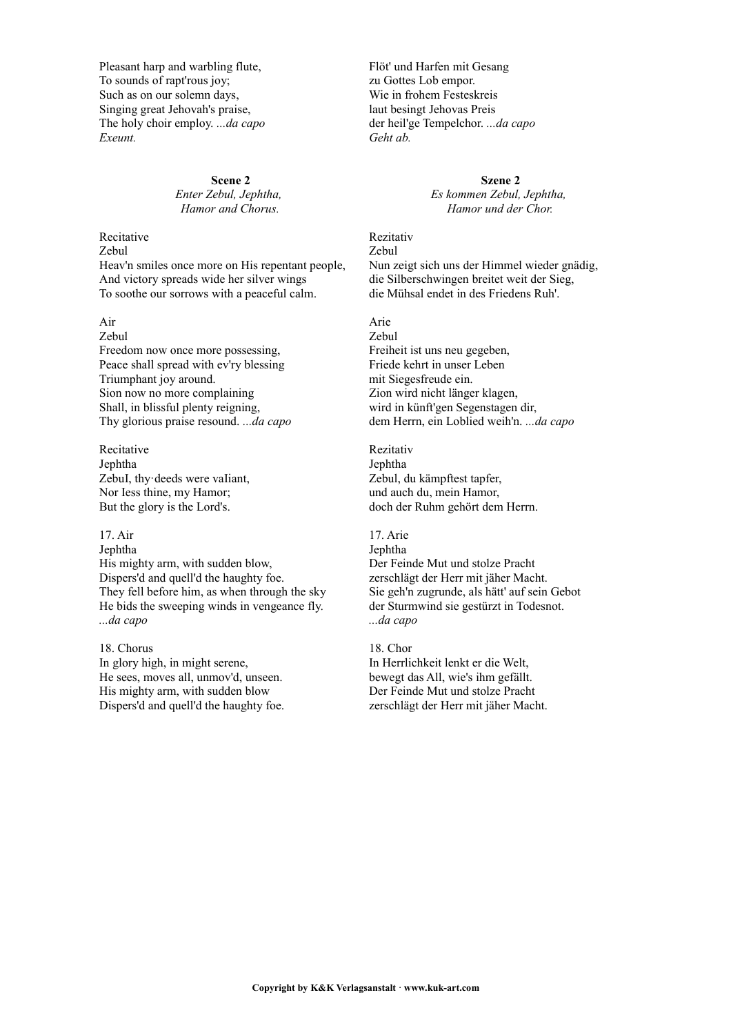Pleasant harp and warbling flute,
To sounds of rapt'rous joy;
Such as on our solemn days,
Singing great Jehovah's praise,
The holy choir employ. *...da capo*
*Exeunt.*

Flöt' und Harfen mit Gesang
zu Gottes Lob empor.
Wie in frohem Festeskreis
laut besingt Jehovas Preis
der heil'ge Tempelchor. *...da capo*
*Geht ab.*

**Scene 2**
*Enter Zebul, Jephtha, Hamor and Chorus.*

**Szene 2**
*Es kommen Zebul, Jephtha, Hamor und der Chor.*

Recitative
Zebul
Heav'n smiles once more on His repentant people,
And victory spreads wide her silver wings
To soothe our sorrows with a peaceful calm.

Rezitativ
Zebul
Nun zeigt sich uns der Himmel wieder gnädig,
die Silberschwingen breitet weit der Sieg,
die Mühsal endet in des Friedens Ruh'.

Air
Zebul
Freedom now once more possessing,
Peace shall spread with ev'ry blessing
Triumphant joy around.
Sion now no more complaining
Shall, in blissful plenty reigning,
Thy glorious praise resound. *...da capo*

Arie
Zebul
Freiheit ist uns neu gegeben,
Friede kehrt in unser Leben
mit Siegesfreude ein.
Zion wird nicht länger klagen,
wird in künft'gen Segenstagen dir,
dem Herrn, ein Loblied weih'n. *...da capo*

Recitative
Jephtha
Zebul, thy deeds were valiant,
Nor less thine, my Hamor;
But the glory is the Lord's.

Rezitativ
Jephtha
Zebul, du kämpftest tapfer,
und auch du, mein Hamor,
doch der Ruhm gehört dem Herrn.

17. Air
Jephtha
His mighty arm, with sudden blow,
Dispers'd and quell'd the haughty foe.
They fell before him, as when through the sky
He bids the sweeping winds in vengeance fly.
*...da capo*

17. Arie
Jephtha
Der Feinde Mut und stolze Pracht
zerschlägt der Herr mit jäher Macht.
Sie geh'n zugrunde, als hätt' auf sein Gebot
der Sturmwind sie gestürzt in Todesnot.
*...da capo*

18. Chorus
In glory high, in might serene,
He sees, moves all, unmov'd, unseen.
His mighty arm, with sudden blow
Dispers'd and quell'd the haughty foe.

18. Chor
In Herrlichkeit lenkt er die Welt,
bewegt das All, wie's ihm gefällt.
Der Feinde Mut und stolze Pracht
zerschlägt der Herr mit jäher Macht.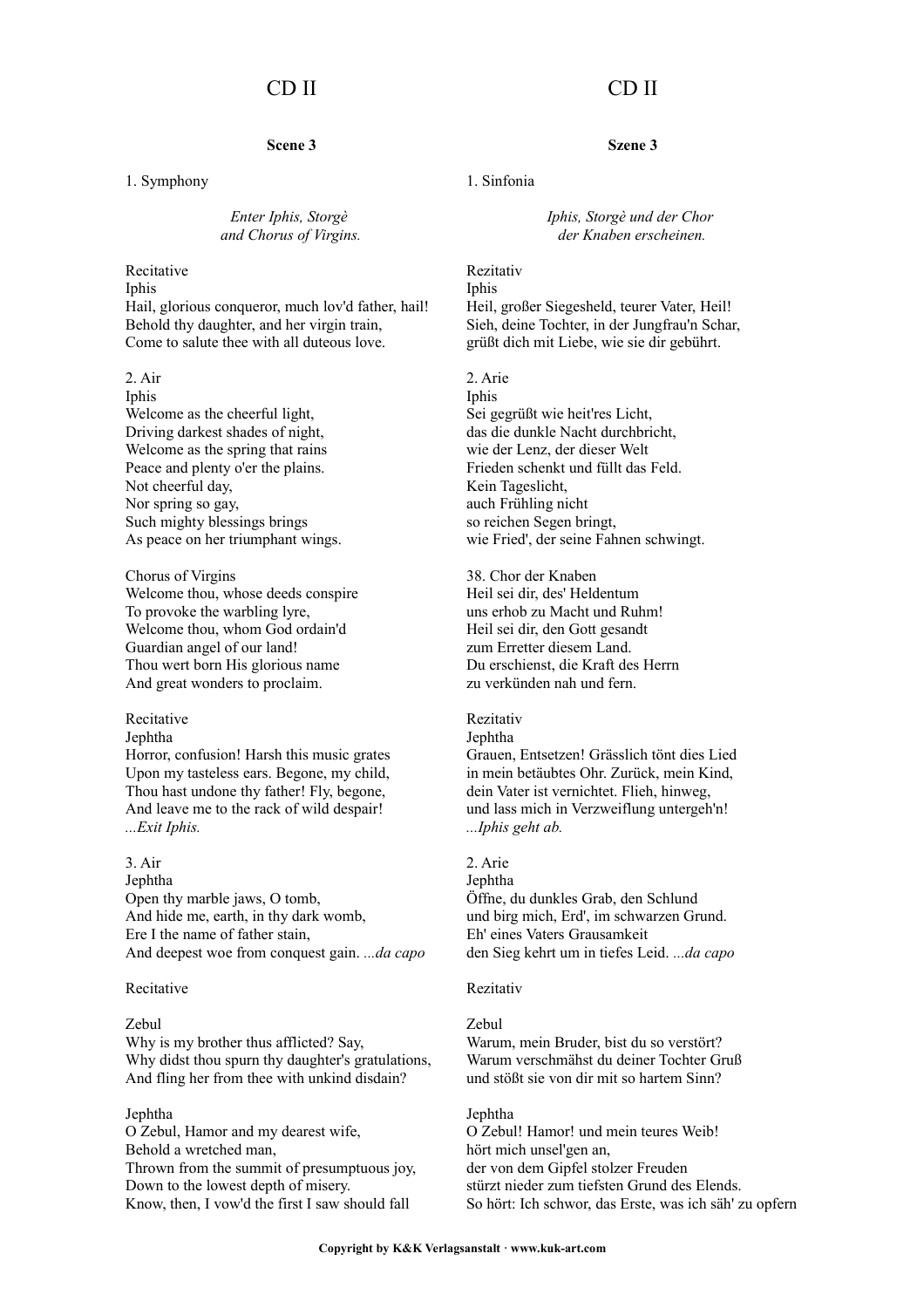# CD II

### Scene 3

1. Symphony

*Enter Iphis, Storgè and Chorus of Virgins.*

Recitative
Iphis
Hail, glorious conqueror, much lov'd father, hail!
Behold thy daughter, and her virgin train,
Come to salute thee with all duteous love.

2. Air
Iphis
Welcome as the cheerful light,
Driving darkest shades of night,
Welcome as the spring that rains
Peace and plenty o'er the plains.
Not cheerful day,
Nor spring so gay,
Such mighty blessings brings
As peace on her triumphant wings.

Chorus of Virgins
Welcome thou, whose deeds conspire
To provoke the warbling lyre,
Welcome thou, whom God ordain'd
Guardian angel of our land!
Thou wert born His glorious name
And great wonders to proclaim.

Recitative
Jephtha
Horror, confusion! Harsh this music grates
Upon my tasteless ears. Begone, my child,
Thou hast undone thy father! Fly, begone,
And leave me to the rack of wild despair!
*...Exit Iphis.*

3. Air
Jephtha
Open thy marble jaws, O tomb,
And hide me, earth, in thy dark womb,
Ere I the name of father stain,
And deepest woe from conquest gain. *...da capo*

Recitative

Zebul
Why is my brother thus afflicted? Say,
Why didst thou spurn thy daughter's gratulations,
And fling her from thee with unkind disdain?

Jephtha
O Zebul, Hamor and my dearest wife,
Behold a wretched man,
Thrown from the summit of presumptuous joy,
Down to the lowest depth of misery.
Know, then, I vow'd the first I saw should fall

# CD II

### Szene 3

1. Sinfonia

*Iphis, Storgè und der Chor der Knaben erscheinen.*

Rezitativ
Iphis
Heil, großer Siegesheld, teurer Vater, Heil!
Sieh, deine Tochter, in der Jungfrau'n Schar,
grüßt dich mit Liebe, wie sie dir gebührt.

2. Arie
Iphis
Sei gegrüßt wie heit'res Licht,
das die dunkle Nacht durchbricht,
wie der Lenz, der dieser Welt
Frieden schenkt und füllt das Feld.
Kein Tageslicht,
auch Frühling nicht
so reichen Segen bringt,
wie Fried', der seine Fahnen schwingt.

38. Chor der Knaben
Heil sei dir, des' Heldentum
uns erhob zu Macht und Ruhm!
Heil sei dir, den Gott gesandt
zum Erretter diesem Land.
Du erschienst, die Kraft des Herrn
zu verkünden nah und fern.

Rezitativ
Jephtha
Grauen, Entsetzen! Grässlich tönt dies Lied
in mein betäubtes Ohr. Zurück, mein Kind,
dein Vater ist vernichtet. Flieh, hinweg,
und lass mich in Verzweiflung untergeh'n!
*...Iphis geht ab.*

2. Arie
Jephtha
Öffne, du dunkles Grab, den Schlund
und birg mich, Erd', im schwarzen Grund.
Eh' eines Vaters Grausamkeit
den Sieg kehrt um in tiefes Leid. *...da capo*

Rezitativ

Zebul
Warum, mein Bruder, bist du so verstört?
Warum verschmähst du deiner Tochter Gruß
und stößt sie von dir mit so hartem Sinn?

Jephtha
O Zebul! Hamor! und mein teures Weib!
hört mich unsel'gen an,
der von dem Gipfel stolzer Freuden
stürzt nieder zum tiefsten Grund des Elends.
So hört: Ich schwor, das Erste, was ich säh' zu opfern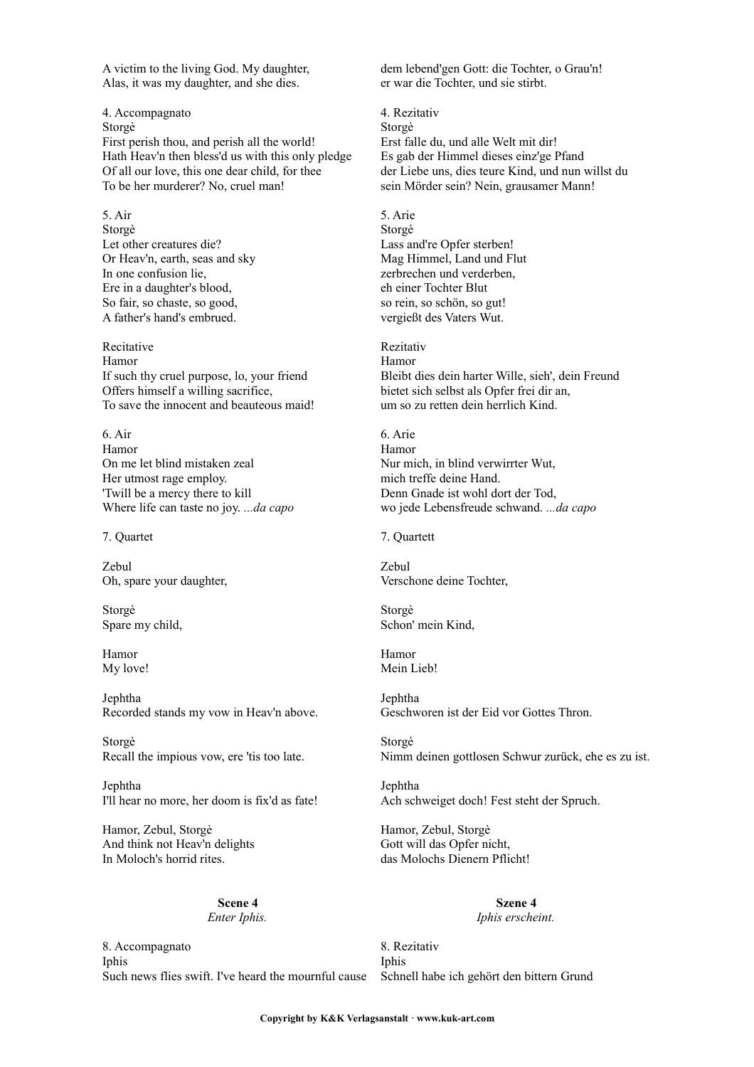A victim to the living God. My daughter,
Alas, it was my daughter, and she dies.

dem lebend'gen Gott: die Tochter, o Grau'n!
er war die Tochter, und sie stirbt.

4. Accompagnato
Storgè
First perish thou, and perish all the world!
Hath Heav'n then bless'd us with this only pledge
Of all our love, this one dear child, for thee
To be her murderer? No, cruel man!

4. Rezitativ
Storgè
Erst falle du, und alle Welt mit dir!
Es gab der Himmel dieses einz'ge Pfand
der Liebe uns, dies teure Kind, und nun willst du
sein Mörder sein? Nein, grausamer Mann!

5. Air
Storgè
Let other creatures die?
Or Heav'n, earth, seas and sky
In one confusion lie,
Ere in a daughter's blood,
So fair, so chaste, so good,
A father's hand's embrued.

5. Arie
Storgè
Lass and're Opfer sterben!
Mag Himmel, Land und Flut
zerbrechen und verderben,
eh einer Tochter Blut
so rein, so schön, so gut!
vergießt des Vaters Wut.

Recitative
Hamor
If such thy cruel purpose, lo, your friend
Offers himself a willing sacrifice,
To save the innocent and beauteous maid!

Rezitativ
Hamor
Bleibt dies dein harter Wille, sieh', dein Freund
bietet sich selbst als Opfer frei dir an,
um so zu retten dein herrlich Kind.

6. Air
Hamor
On me let blind mistaken zeal
Her utmost rage employ.
'Twill be a mercy there to kill
Where life can taste no joy. *...da capo*

6. Arie
Hamor
Nur mich, in blind verwirrter Wut,
mich treffe deine Hand.
Denn Gnade ist wohl dort der Tod,
wo jede Lebensfreude schwand. *...da capo*

7. Quartet

7. Quartett

Zebul
Oh, spare your daughter,

Zebul
Verschone deine Tochter,

Storgè
Spare my child,

Storgè
Schon' mein Kind,

Hamor
My love!

Hamor
Mein Lieb!

Jephtha
Recorded stands my vow in Heav'n above.

Jephtha
Geschworen ist der Eid vor Gottes Thron.

Storgè
Recall the impious vow, ere 'tis too late.

Storgè
Nimm deinen gottlosen Schwur zurück, ehe es zu ist.

Jephtha
I'll hear no more, her doom is fix'd as fate!

Jephtha
Ach schweiget doch! Fest steht der Spruch.

Hamor, Zebul, Storgè
And think not Heav'n delights
In Moloch's horrid rites.

Hamor, Zebul, Storgè
Gott will das Opfer nicht,
das Molochs Dienern Pflicht!

**Scene 4**
*Enter Iphis.*

**Szene 4**
*Iphis erscheint.*

8. Accompagnato
Iphis
Such news flies swift. I've heard the mournful cause

8. Rezitativ
Iphis
Schnell habe ich gehört den bittern Grund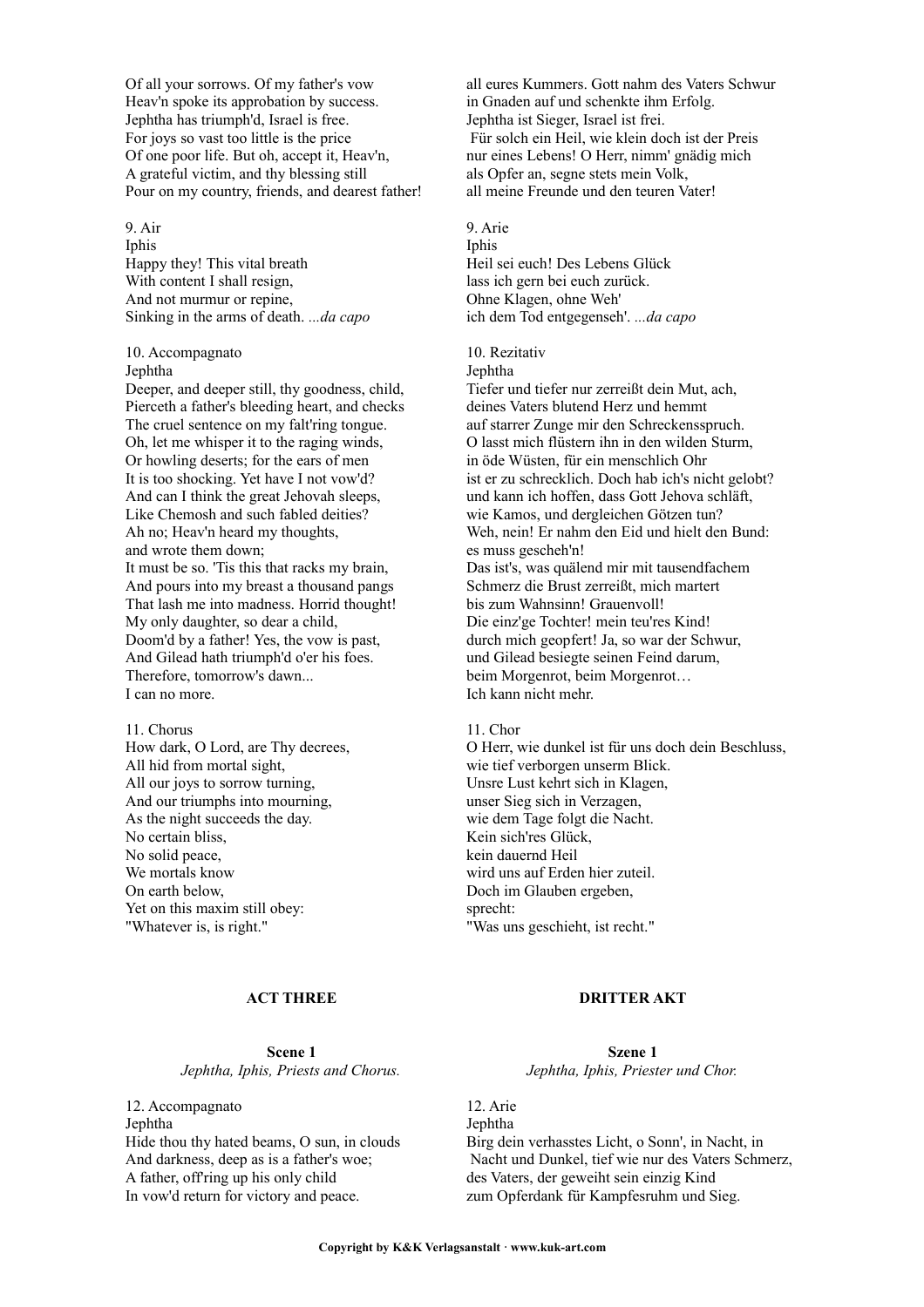Of all your sorrows. Of my father's vow
Heav'n spoke its approbation by success.
Jephtha has triumph'd, Israel is free.
For joys so vast too little is the price
Of one poor life. But oh, accept it, Heav'n,
A grateful victim, and thy blessing still
Pour on my country, friends, and dearest father!

all eures Kummers. Gott nahm des Vaters Schwur
in Gnaden auf und schenkte ihm Erfolg.
Jephtha ist Sieger, Israel ist frei.
Für solch ein Heil, wie klein doch ist der Preis
nur eines Lebens! O Herr, nimm' gnädig mich
als Opfer an, segne stets mein Volk,
all meine Freunde und den teuren Vater!

9. Air
Iphis
Happy they! This vital breath
With content I shall resign,
And not murmur or repine,
Sinking in the arms of death. *...da capo*

9. Arie
Iphis
Heil sei euch! Des Lebens Glück
lass ich gern bei euch zurück.
Ohne Klagen, ohne Weh'
ich dem Tod entgegenseh'. *...da capo*

10. Accompagnato
Jephtha
Deeper, and deeper still, thy goodness, child,
Pierceth a father's bleeding heart, and checks
The cruel sentence on my falt'ring tongue.
Oh, let me whisper it to the raging winds,
Or howling deserts; for the ears of men
It is too shocking. Yet have I not vow'd?
And can I think the great Jehovah sleeps,
Like Chemosh and such fabled deities?
Ah no; Heav'n heard my thoughts,
and wrote them down;
It must be so. 'Tis this that racks my brain,
And pours into my breast a thousand pangs
That lash me into madness. Horrid thought!
My only daughter, so dear a child,
Doom'd by a father! Yes, the vow is past,
And Gilead hath triumph'd o'er his foes.
Therefore, tomorrow's dawn...
I can no more.

10. Rezitativ
Jephtha
Tiefer und tiefer nur zerreißt dein Mut, ach,
deines Vaters blutend Herz und hemmt
auf starrer Zunge mir den Schreckensspruch.
O lasst mich flüstern ihn in den wilden Sturm,
in öde Wüsten, für ein menschlich Ohr
ist er zu schrecklich. Doch hab ich's nicht gelobt?
und kann ich hoffen, dass Gott Jehova schläft,
wie Kamos, und dergleichen Götzen tun?
Weh, nein! Er nahm den Eid und hielt den Bund:
es muss gescheh'n!
Das ist's, was quälend mir mit tausendfachem
Schmerz die Brust zerreißt, mich martert
bis zum Wahnsinn! Grauenvoll!
Die einz'ge Tochter! mein teu'res Kind!
durch mich geopfert! Ja, so war der Schwur,
und Gilead besiegte seinen Feind darum,
beim Morgenrot, beim Morgenrot…
Ich kann nicht mehr.

11. Chorus
How dark, O Lord, are Thy decrees,
All hid from mortal sight,
All our joys to sorrow turning,
And our triumphs into mourning,
As the night succeeds the day.
No certain bliss,
No solid peace,
We mortals know
On earth below,
Yet on this maxim still obey:
"Whatever is, is right."

11. Chor
O Herr, wie dunkel ist für uns doch dein Beschluss,
wie tief verborgen unserm Blick.
Unsre Lust kehrt sich in Klagen,
unser Sieg sich in Verzagen,
wie dem Tage folgt die Nacht.
Kein sich'res Glück,
kein dauernd Heil
wird uns auf Erden hier zuteil.
Doch im Glauben ergeben,
sprecht:
"Was uns geschieht, ist recht."

## ACT THREE

### Scene 1
*Jephtha, Iphis, Priests and Chorus.*

12. Accompagnato
Jephtha
Hide thou thy hated beams, O sun, in clouds
And darkness, deep as is a father's woe;
A father, off'ring up his only child
In vow'd return for victory and peace.

## DRITTER AKT

### Szene 1
*Jephtha, Iphis, Priester und Chor.*

12. Arie
Jephtha
Birg dein verhasstes Licht, o Sonn', in Nacht, in
Nacht und Dunkel, tief wie nur des Vaters Schmerz,
des Vaters, der geweiht sein einzig Kind
zum Opferdank für Kampfesruhm und Sieg.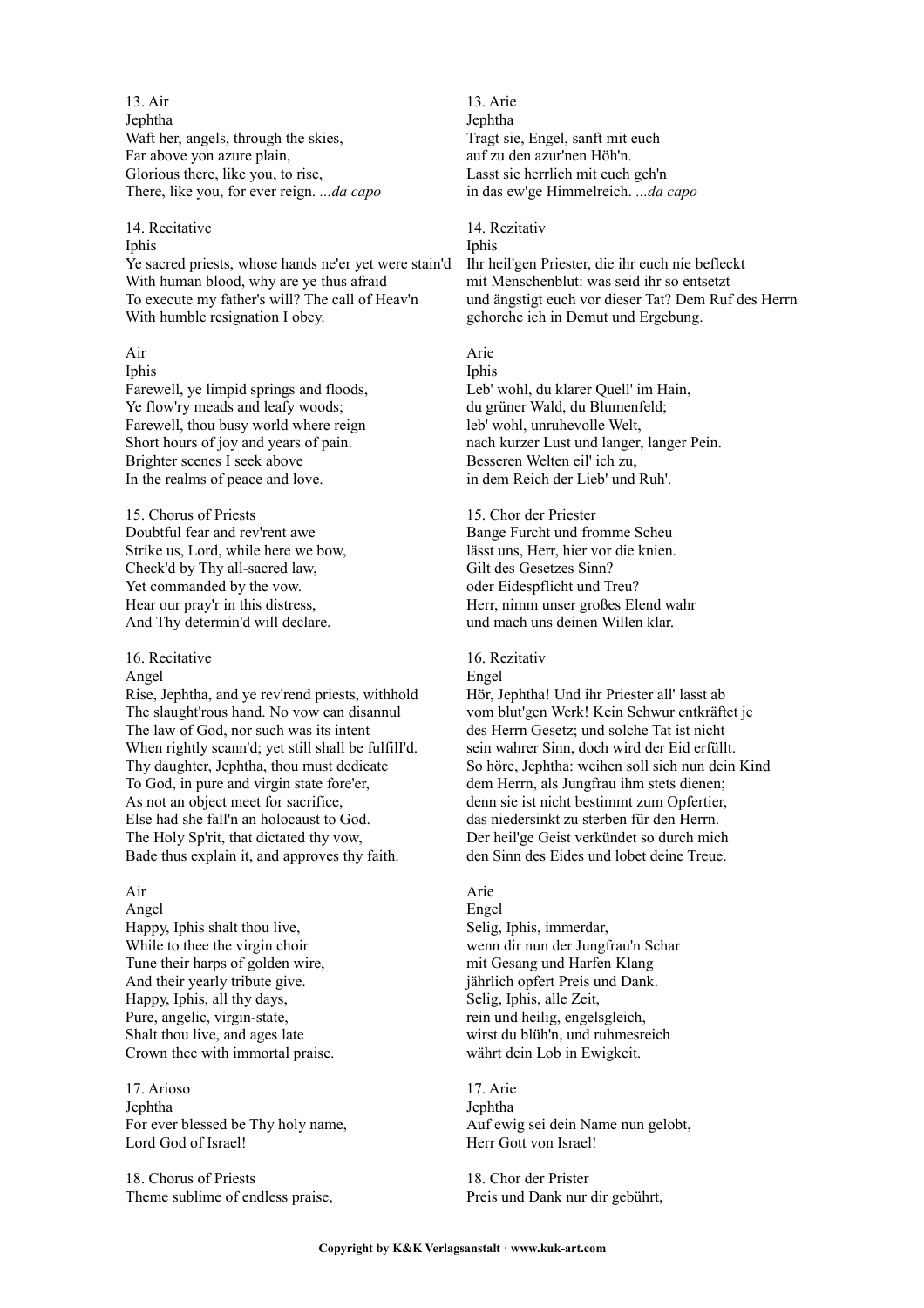13. Air
Jephtha
Waft her, angels, through the skies,
Far above yon azure plain,
Glorious there, like you, to rise,
There, like you, for ever reign. *...da capo*

14. Recitative
Iphis
Ye sacred priests, whose hands ne'er yet were stain'd
With human blood, why are ye thus afraid
To execute my father's will? The call of Heav'n
With humble resignation I obey.

Air
Iphis
Farewell, ye limpid springs and floods,
Ye flow'ry meads and leafy woods;
Farewell, thou busy world where reign
Short hours of joy and years of pain.
Brighter scenes I seek above
In the realms of peace and love.

15. Chorus of Priests
Doubtful fear and rev'rent awe
Strike us, Lord, while here we bow,
Check'd by Thy all-sacred law,
Yet commanded by the vow.
Hear our pray'r in this distress,
And Thy determin'd will declare.

16. Recitative
Angel
Rise, Jephtha, and ye rev'rend priests, withhold
The slaught'rous hand. No vow can disannul
The law of God, nor such was its intent
When rightly scann'd; yet still shall be fulfill'd.
Thy daughter, Jephtha, thou must dedicate
To God, in pure and virgin state fore'er,
As not an object meet for sacrifice,
Else had she fall'n an holocaust to God.
The Holy Sp'rit, that dictated thy vow,
Bade thus explain it, and approves thy faith.

Air
Angel
Happy, Iphis shalt thou live,
While to thee the virgin choir
Tune their harps of golden wire,
And their yearly tribute give.
Happy, Iphis, all thy days,
Pure, angelic, virgin-state,
Shalt thou live, and ages late
Crown thee with immortal praise.

17. Arioso
Jephtha
For ever blessed be Thy holy name,
Lord God of Israel!

18. Chorus of Priests
Theme sublime of endless praise,

13. Arie
Jephtha
Tragt sie, Engel, sanft mit euch
auf zu den azur'nen Höh'n.
Lasst sie herrlich mit euch geh'n
in das ew'ge Himmelreich. *...da capo*

14. Rezitativ
Iphis
Ihr heil'gen Priester, die ihr euch nie befleckt
mit Menschenblut: was seid ihr so entsetzt
und ängstigt euch vor dieser Tat? Dem Ruf des Herrn
gehorche ich in Demut und Ergebung.

Arie
Iphis
Leb' wohl, du klarer Quell' im Hain,
du grüner Wald, du Blumenfeld;
leb' wohl, unruhevolle Welt,
nach kurzer Lust und langer, langer Pein.
Besseren Welten eil' ich zu,
in dem Reich der Lieb' und Ruh'.

15. Chor der Priester
Bange Furcht und fromme Scheu
lässt uns, Herr, hier vor die knien.
Gilt des Gesetzes Sinn?
oder Eidespflicht und Treu?
Herr, nimm unser großes Elend wahr
und mach uns deinen Willen klar.

16. Rezitativ
Engel
Hör, Jephtha! Und ihr Priester all' lasst ab
vom blut'gen Werk! Kein Schwur entkräftet je
des Herrn Gesetz; und solche Tat ist nicht
sein wahrer Sinn, doch wird der Eid erfüllt.
So höre, Jephtha: weihen soll sich nun dein Kind
dem Herrn, als Jungfrau ihm stets dienen;
denn sie ist nicht bestimmt zum Opfertier,
das niedersinkt zu sterben für den Herrn.
Der heil'ge Geist verkündet so durch mich
den Sinn des Eides und lobet deine Treue.

Arie
Engel
Selig, Iphis, immerdar,
wenn dir nun der Jungfrau'n Schar
mit Gesang und Harfen Klang
jährlich opfert Preis und Dank.
Selig, Iphis, alle Zeit,
rein und heilig, engelsgleich,
wirst du blüh'n, und ruhmesreich
währt dein Lob in Ewigkeit.

17. Arie
Jephtha
Auf ewig sei dein Name nun gelobt,
Herr Gott von Israel!

18. Chor der Prister
Preis und Dank nur dir gebührt,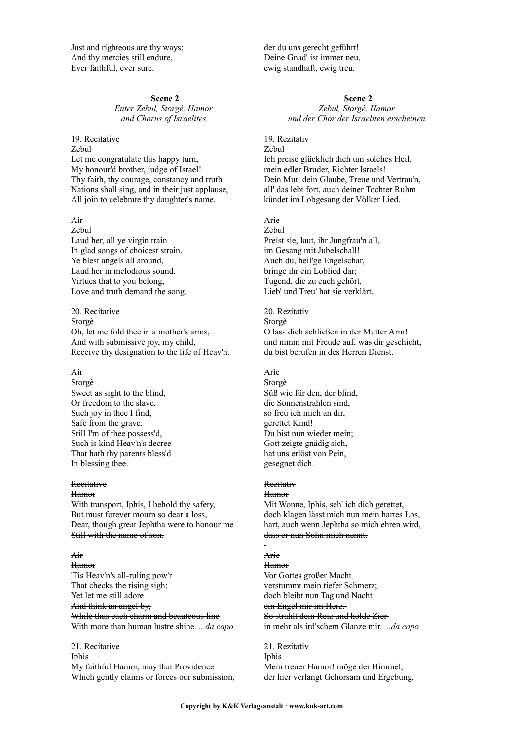Just and righteous are thy ways;
And thy mercies still endure,
Ever faithful, ever sure.

**Scene 2**
*Enter Zebul, Storgè, Hamor and Chorus of Israelites.*

19. Recitative
Zebul
Let me congratulate this happy turn,
My honour'd brother, judge of Israel!
Thy faith, thy courage, constancy and truth
Nations shall sing, and in their just applause,
All join to celebrate thy daughter's name.

Air
Zebul
Laud her, all ye virgin train
In glad songs of choicest strain.
Ye blest angels all around,
Laud her in melodious sound.
Virtues that to you belong,
Love and truth demand the song.

20. Recitative
Storgè
Oh, let me fold thee in a mother's arms,
And with submissive joy, my child,
Receive thy designation to the life of Heav'n.

Air
Storgè
Sweet as sight to the blind,
Or freedom to the slave,
Such joy in thee I find,
Safe from the grave.
Still I'm of thee possess'd,
Such is kind Heav'n's decree
That hath thy parents bless'd
In blessing thee.

~~Recitative~~
~~Hamor~~
~~With transport, Iphis, I behold thy safety,~~
~~But must forever mourn so dear a loss,~~
~~Dear, though great Jephtha were to honour me~~
~~Still with the name of son.~~

~~Air~~
~~Hamor~~
~~'Tis Heav'n's all-ruling pow'r~~
~~That checks the rising sigh;~~
~~Yet let me still adore~~
~~And think an angel by,~~
~~While thus each charm and beauteous line~~
~~With more than human lustre shine. *...da capo*~~

21. Recitative
Iphis
My faithful Hamor, may that Providence
Which gently claims or forces our submission,

---

der du uns gerecht geführt!
Deine Gnad' ist immer neu,
ewig standhaft, ewig treu.

**Scene 2**
*Zebul, Storgè, Hamor und der Chor der Israeliten erscheinen.*

19. Rezitativ
Zebul
Ich preise glücklich dich um solches Heil,
mein edler Bruder, Richter Israels!
Dein Mut, dein Glaube, Treue und Vertrau'n,
all' das lebt fort, auch deiner Tochter Ruhm
kündet im Lobgesang der Völker Lied.

Arie
Zebul
Preist sie, laut, ihr Jungfrau'n all,
im Gesang mit Jubelschall!
Auch du, heil'ge Engelschar,
bringe ihr ein Loblied dar;
Tugend, die zu euch gehört,
Lieb' und Treu' hat sie verklärt.

20. Rezitativ
Storgè
O lass dich schließen in der Mutter Arm!
und nimm mit Freude auf, was dir geschieht,
du bist berufen in des Herren Dienst.

Arie
Storgè
Süß wie für den, der blind,
die Sonnenstrahlen sind,
so freu ich mich an dir,
gerettet Kind!
Du bist nun wieder mein;
Gott zeigte gnädig sich,
hat uns erlöst von Pein,
gesegnet dich.

~~Rezitativ~~
~~Hamor~~
~~Mit Wonne, Iphis, seh' ich dich gerettet,~~
~~doch klagen lässt mich nun mein hartes Los,~~
~~hart, auch wenn Jephtha so mich ehren wird,~~
~~dass er nun Sohn mich nennt.~~

~~Arie~~
~~Hamor~~
~~Vor Gottes großer Macht~~
~~verstummt mein tiefer Schmerz;~~
~~doch bleibt nun Tag und Nacht~~
~~ein Engel mir im Herz.~~
~~So strahlt dein Reiz und holde Zier~~
~~in mehr als ird'schem Glanze mir. *...da capo*~~

21. Rezitativ
Iphis
Mein treuer Hamor! möge der Himmel,
der hier verlangt Gehorsam und Ergebung,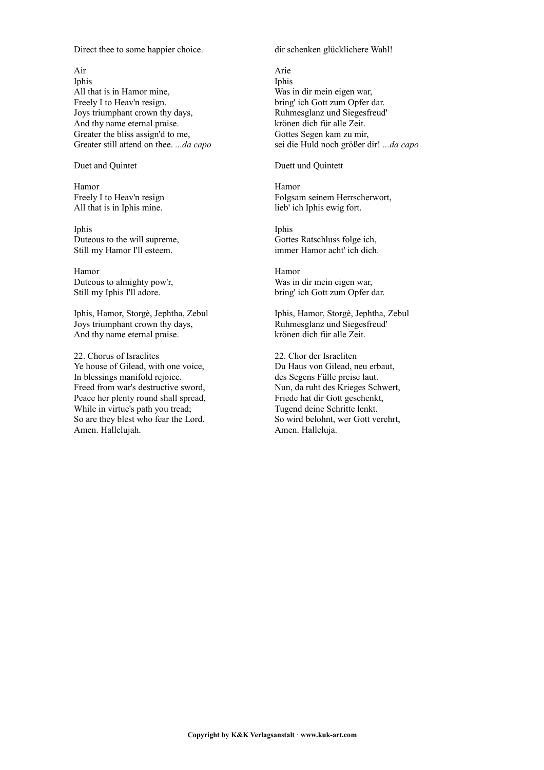Direct thee to some happier choice.

Air
Iphis
All that is in Hamor mine,
Freely I to Heav'n resign.
Joys triumphant crown thy days,
And thy name eternal praise.
Greater the bliss assign'd to me,
Greater still attend on thee. *...da capo*

Duet and Quintet

Hamor
Freely I to Heav'n resign
All that is in Iphis mine.

Iphis
Duteous to the will supreme,
Still my Hamor I'll esteem.

Hamor
Duteous to almighty pow'r,
Still my Iphis I'll adore.

Iphis, Hamor, Storgè, Jephtha, Zebul
Joys triumphant crown thy days,
And thy name eternal praise.

22. Chorus of Israelites
Ye house of Gilead, with one voice,
In blessings manifold rejoice.
Freed from war's destructive sword,
Peace her plenty round shall spread,
While in virtue's path you tread;
So are they blest who fear the Lord.
Amen. Hallelujah.

dir schenken glücklichere Wahl!

Arie
Iphis
Was in dir mein eigen war,
bring' ich Gott zum Opfer dar.
Ruhmesglanz und Siegesfreud'
krönen dich für alle Zeit.
Gottes Segen kam zu mir,
sei die Huld noch größer dir! *...da capo*

Duett und Quintett

Hamor
Folgsam seinem Herrscherwort,
lieb' ich Iphis ewig fort.

Iphis
Gottes Ratschluss folge ich,
immer Hamor acht' ich dich.

Hamor
Was in dir mein eigen war,
bring' ich Gott zum Opfer dar.

Iphis, Hamor, Storgè, Jephtha, Zebul
Ruhmesglanz und Siegesfreud'
krönen dich für alle Zeit.

22. Chor der Israeliten
Du Haus von Gilead, neu erbaut,
des Segens Fülle preise laut.
Nun, da ruht des Krieges Schwert,
Friede hat dir Gott geschenkt,
Tugend deine Schritte lenkt.
So wird belohnt, wer Gott verehrt,
Amen. Halleluja.

**Copyright by K&K Verlagsanstalt · www.kuk-art.com**